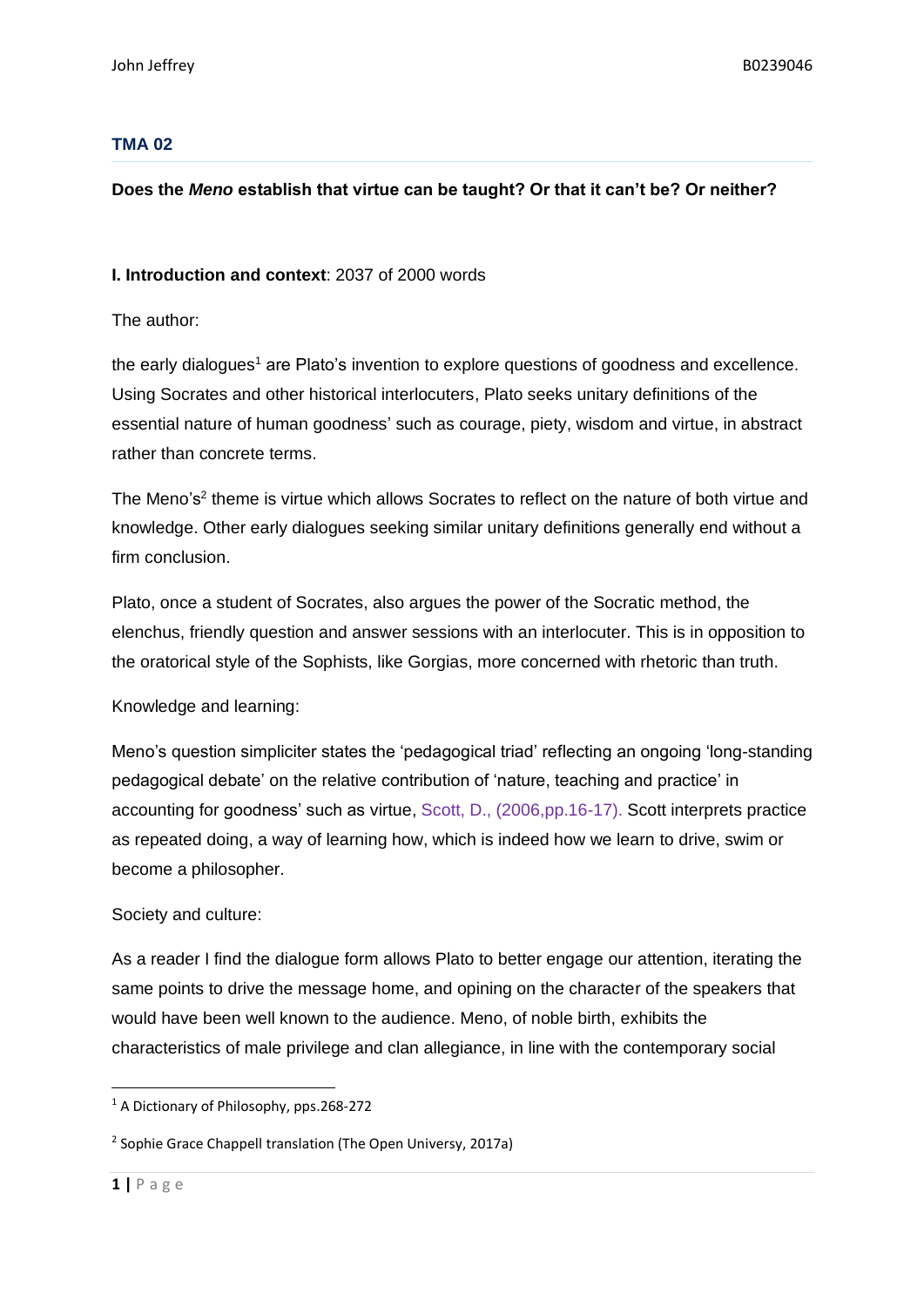### TMA 02

**Does the *Meno* establish that virtue can be taught? Or that it can't be? Or neither?**

**I. Introduction and context**: 2037 of 2000 words

The author:

the early dialogues[1] are Plato's invention to explore questions of goodness and excellence. Using Socrates and other historical interlocuters, Plato seeks unitary definitions of the essential nature of human goodness' such as courage, piety, wisdom and virtue, in abstract rather than concrete terms.

The Meno's[2] theme is virtue which allows Socrates to reflect on the nature of both virtue and knowledge. Other early dialogues seeking similar unitary definitions generally end without a firm conclusion.

Plato, once a student of Socrates, also argues the power of the Socratic method, the elenchus, friendly question and answer sessions with an interlocuter. This is in opposition to the oratorical style of the Sophists, like Gorgias, more concerned with rhetoric than truth.

Knowledge and learning:

Meno's question simpliciter states the 'pedagogical triad' reflecting an ongoing 'long-standing pedagogical debate' on the relative contribution of 'nature, teaching and practice' in accounting for goodness' such as virtue, Scott, D., (2006,pp.16-17). Scott interprets practice as repeated doing, a way of learning how, which is indeed how we learn to drive, swim or become a philosopher.

Society and culture:

As a reader I find the dialogue form allows Plato to better engage our attention, iterating the same points to drive the message home, and opining on the character of the speakers that would have been well known to the audience. Meno, of noble birth, exhibits the characteristics of male privilege and clan allegiance, in line with the contemporary social

---

[1] A Dictionary of Philosophy, pps.268-272

[2] Sophie Grace Chappell translation (The Open Universy, 2017a)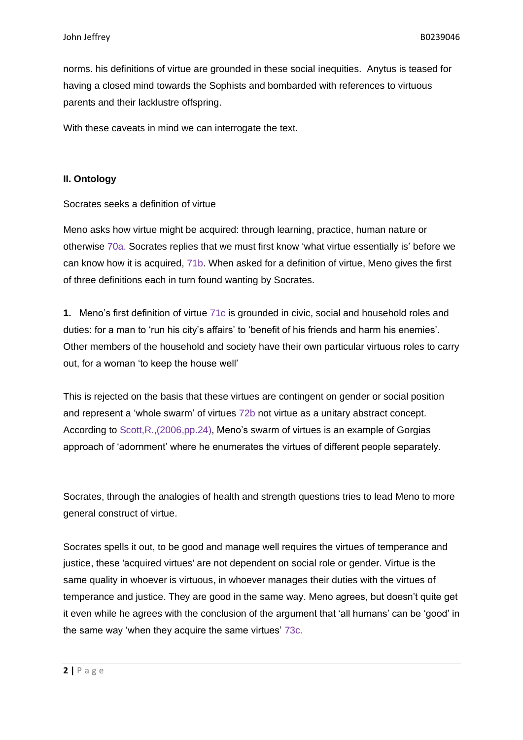norms. his definitions of virtue are grounded in these social inequities. Anytus is teased for having a closed mind towards the Sophists and bombarded with references to virtuous parents and their lacklustre offspring.

With these caveats in mind we can interrogate the text.

**II. Ontology**

Socrates seeks a definition of virtue

Meno asks how virtue might be acquired: through learning, practice, human nature or otherwise 70a. Socrates replies that we must first know 'what virtue essentially is' before we can know how it is acquired, 71b. When asked for a definition of virtue, Meno gives the first of three definitions each in turn found wanting by Socrates.

**1.** Meno's first definition of virtue 71c is grounded in civic, social and household roles and duties: for a man to 'run his city's affairs' to 'benefit of his friends and harm his enemies'. Other members of the household and society have their own particular virtuous roles to carry out, for a woman 'to keep the house well'

This is rejected on the basis that these virtues are contingent on gender or social position and represent a 'whole swarm' of virtues 72b not virtue as a unitary abstract concept. According to Scott,R.,(2006,pp.24), Meno's swarm of virtues is an example of Gorgias approach of 'adornment' where he enumerates the virtues of different people separately.

Socrates, through the analogies of health and strength questions tries to lead Meno to more general construct of virtue.

Socrates spells it out, to be good and manage well requires the virtues of temperance and justice, these 'acquired virtues' are not dependent on social role or gender. Virtue is the same quality in whoever is virtuous, in whoever manages their duties with the virtues of temperance and justice. They are good in the same way. Meno agrees, but doesn't quite get it even while he agrees with the conclusion of the argument that 'all humans' can be 'good' in the same way 'when they acquire the same virtues' 73c.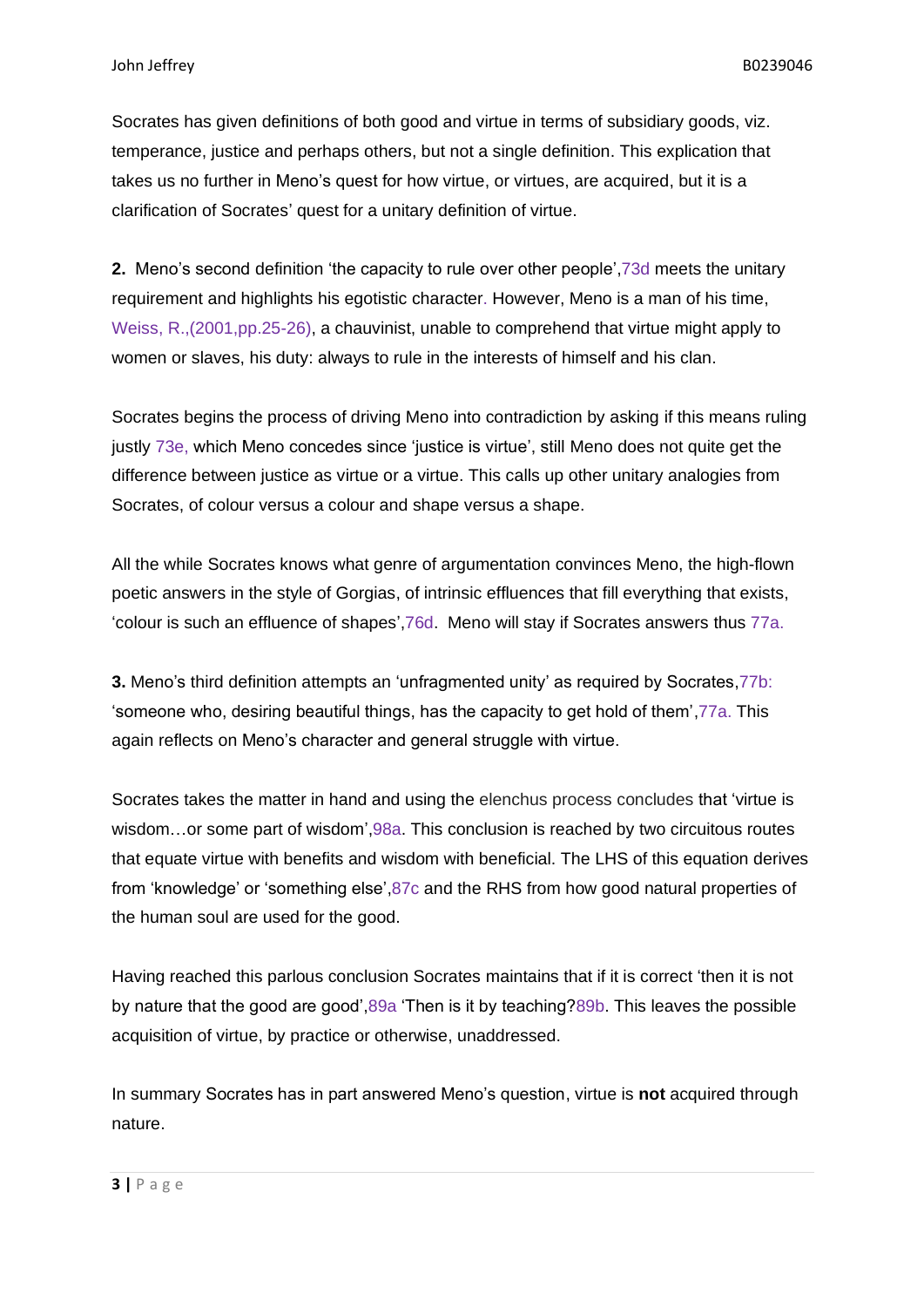Socrates has given definitions of both good and virtue in terms of subsidiary goods, viz. temperance, justice and perhaps others, but not a single definition. This explication that takes us no further in Meno's quest for how virtue, or virtues, are acquired, but it is a clarification of Socrates' quest for a unitary definition of virtue.

**2.** Meno's second definition 'the capacity to rule over other people',73d meets the unitary requirement and highlights his egotistic character. However, Meno is a man of his time, Weiss, R.,(2001,pp.25-26), a chauvinist, unable to comprehend that virtue might apply to women or slaves, his duty: always to rule in the interests of himself and his clan.

Socrates begins the process of driving Meno into contradiction by asking if this means ruling justly 73e, which Meno concedes since 'justice is virtue', still Meno does not quite get the difference between justice as virtue or a virtue. This calls up other unitary analogies from Socrates, of colour versus a colour and shape versus a shape.

All the while Socrates knows what genre of argumentation convinces Meno, the high-flown poetic answers in the style of Gorgias, of intrinsic effluences that fill everything that exists, 'colour is such an effluence of shapes',76d. Meno will stay if Socrates answers thus 77a.

**3.** Meno's third definition attempts an 'unfragmented unity' as required by Socrates,77b: 'someone who, desiring beautiful things, has the capacity to get hold of them',77a. This again reflects on Meno's character and general struggle with virtue.

Socrates takes the matter in hand and using the elenchus process concludes that 'virtue is wisdom…or some part of wisdom',98a. This conclusion is reached by two circuitous routes that equate virtue with benefits and wisdom with beneficial. The LHS of this equation derives from 'knowledge' or 'something else',87c and the RHS from how good natural properties of the human soul are used for the good.

Having reached this parlous conclusion Socrates maintains that if it is correct 'then it is not by nature that the good are good',89a 'Then is it by teaching?89b. This leaves the possible acquisition of virtue, by practice or otherwise, unaddressed.

In summary Socrates has in part answered Meno's question, virtue is **not** acquired through nature.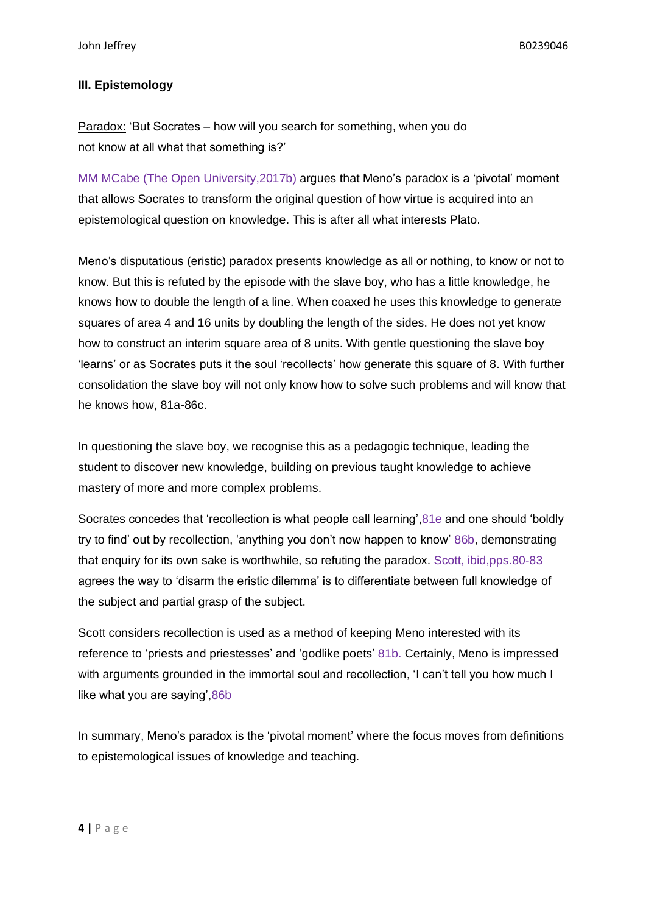**III. Epistemology**

Paradox: 'But Socrates – how will you search for something, when you do not know at all what that something is?'

MM MCabe (The Open University,2017b) argues that Meno's paradox is a 'pivotal' moment that allows Socrates to transform the original question of how virtue is acquired into an epistemological question on knowledge. This is after all what interests Plato.

Meno's disputatious (eristic) paradox presents knowledge as all or nothing, to know or not to know. But this is refuted by the episode with the slave boy, who has a little knowledge, he knows how to double the length of a line. When coaxed he uses this knowledge to generate squares of area 4 and 16 units by doubling the length of the sides. He does not yet know how to construct an interim square area of 8 units. With gentle questioning the slave boy 'learns' or as Socrates puts it the soul 'recollects' how generate this square of 8. With further consolidation the slave boy will not only know how to solve such problems and will know that he knows how, 81a-86c.

In questioning the slave boy, we recognise this as a pedagogic technique, leading the student to discover new knowledge, building on previous taught knowledge to achieve mastery of more and more complex problems.

Socrates concedes that 'recollection is what people call learning',81e and one should 'boldly try to find' out by recollection, 'anything you don't now happen to know' 86b, demonstrating that enquiry for its own sake is worthwhile, so refuting the paradox. Scott, ibid,pps.80-83 agrees the way to 'disarm the eristic dilemma' is to differentiate between full knowledge of the subject and partial grasp of the subject.

Scott considers recollection is used as a method of keeping Meno interested with its reference to 'priests and priestesses' and 'godlike poets' 81b. Certainly, Meno is impressed with arguments grounded in the immortal soul and recollection, 'I can't tell you how much I like what you are saying',86b

In summary, Meno's paradox is the 'pivotal moment' where the focus moves from definitions to epistemological issues of knowledge and teaching.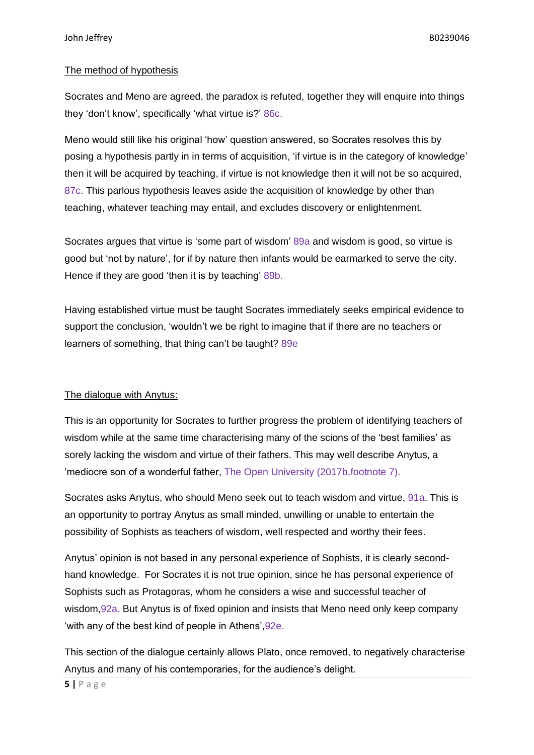<u>The method of hypothesis</u>

Socrates and Meno are agreed, the paradox is refuted, together they will enquire into things they 'don't know', specifically 'what virtue is?' 86c.

Meno would still like his original 'how' question answered, so Socrates resolves this by posing a hypothesis partly in in terms of acquisition, 'if virtue is in the category of knowledge' then it will be acquired by teaching, if virtue is not knowledge then it will not be so acquired, 87c. This parlous hypothesis leaves aside the acquisition of knowledge by other than teaching, whatever teaching may entail, and excludes discovery or enlightenment.

Socrates argues that virtue is 'some part of wisdom' 89a and wisdom is good, so virtue is good but 'not by nature', for if by nature then infants would be earmarked to serve the city. Hence if they are good 'then it is by teaching' 89b.

Having established virtue must be taught Socrates immediately seeks empirical evidence to support the conclusion, 'wouldn't we be right to imagine that if there are no teachers or learners of something, that thing can't be taught? 89e

<u>The dialogue with Anytus:</u>

This is an opportunity for Socrates to further progress the problem of identifying teachers of wisdom while at the same time characterising many of the scions of the 'best families' as sorely lacking the wisdom and virtue of their fathers. This may well describe Anytus, a 'mediocre son of a wonderful father, The Open University (2017b,footnote 7).

Socrates asks Anytus, who should Meno seek out to teach wisdom and virtue, 91a. This is an opportunity to portray Anytus as small minded, unwilling or unable to entertain the possibility of Sophists as teachers of wisdom, well respected and worthy their fees.

Anytus' opinion is not based in any personal experience of Sophists, it is clearly second-hand knowledge. For Socrates it is not true opinion, since he has personal experience of Sophists such as Protagoras, whom he considers a wise and successful teacher of wisdom,92a. But Anytus is of fixed opinion and insists that Meno need only keep company 'with any of the best kind of people in Athens',92e.

This section of the dialogue certainly allows Plato, once removed, to negatively characterise Anytus and many of his contemporaries, for the audience's delight.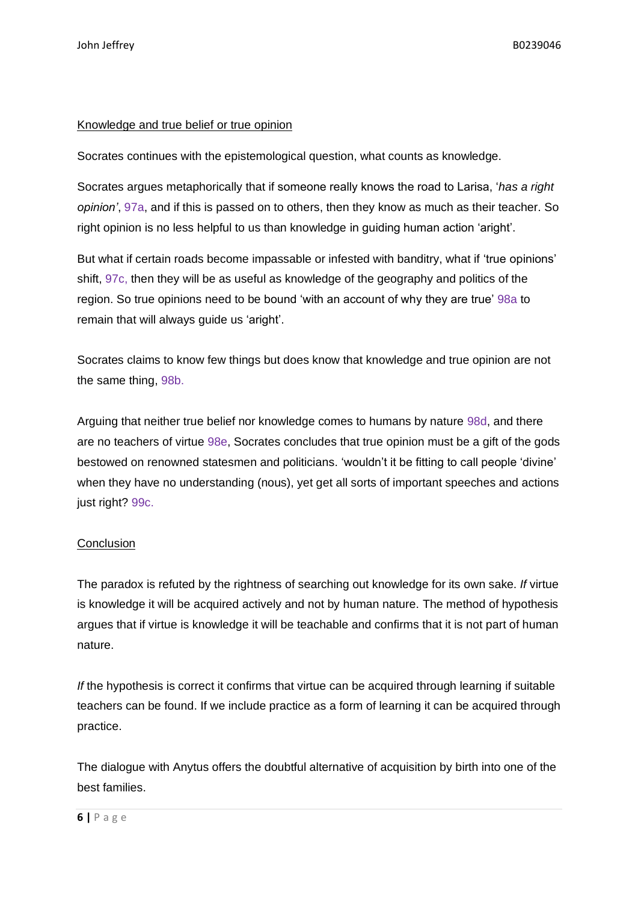<u>Knowledge and true belief or true opinion</u>

Socrates continues with the epistemological question, what counts as knowledge.

Socrates argues metaphorically that if someone really knows the road to Larisa, '*has a right opinion'*, 97a, and if this is passed on to others, then they know as much as their teacher. So right opinion is no less helpful to us than knowledge in guiding human action 'aright'.

But what if certain roads become impassable or infested with banditry, what if 'true opinions' shift, 97c, then they will be as useful as knowledge of the geography and politics of the region. So true opinions need to be bound 'with an account of why they are true' 98a to remain that will always guide us 'aright'.

Socrates claims to know few things but does know that knowledge and true opinion are not the same thing, 98b.

Arguing that neither true belief nor knowledge comes to humans by nature 98d, and there are no teachers of virtue 98e, Socrates concludes that true opinion must be a gift of the gods bestowed on renowned statesmen and politicians. 'wouldn't it be fitting to call people 'divine' when they have no understanding (nous), yet get all sorts of important speeches and actions just right? 99c.

<u>Conclusion</u>

The paradox is refuted by the rightness of searching out knowledge for its own sake. *If* virtue is knowledge it will be acquired actively and not by human nature. The method of hypothesis argues that if virtue is knowledge it will be teachable and confirms that it is not part of human nature.

*If* the hypothesis is correct it confirms that virtue can be acquired through learning if suitable teachers can be found. If we include practice as a form of learning it can be acquired through practice.

The dialogue with Anytus offers the doubtful alternative of acquisition by birth into one of the best families.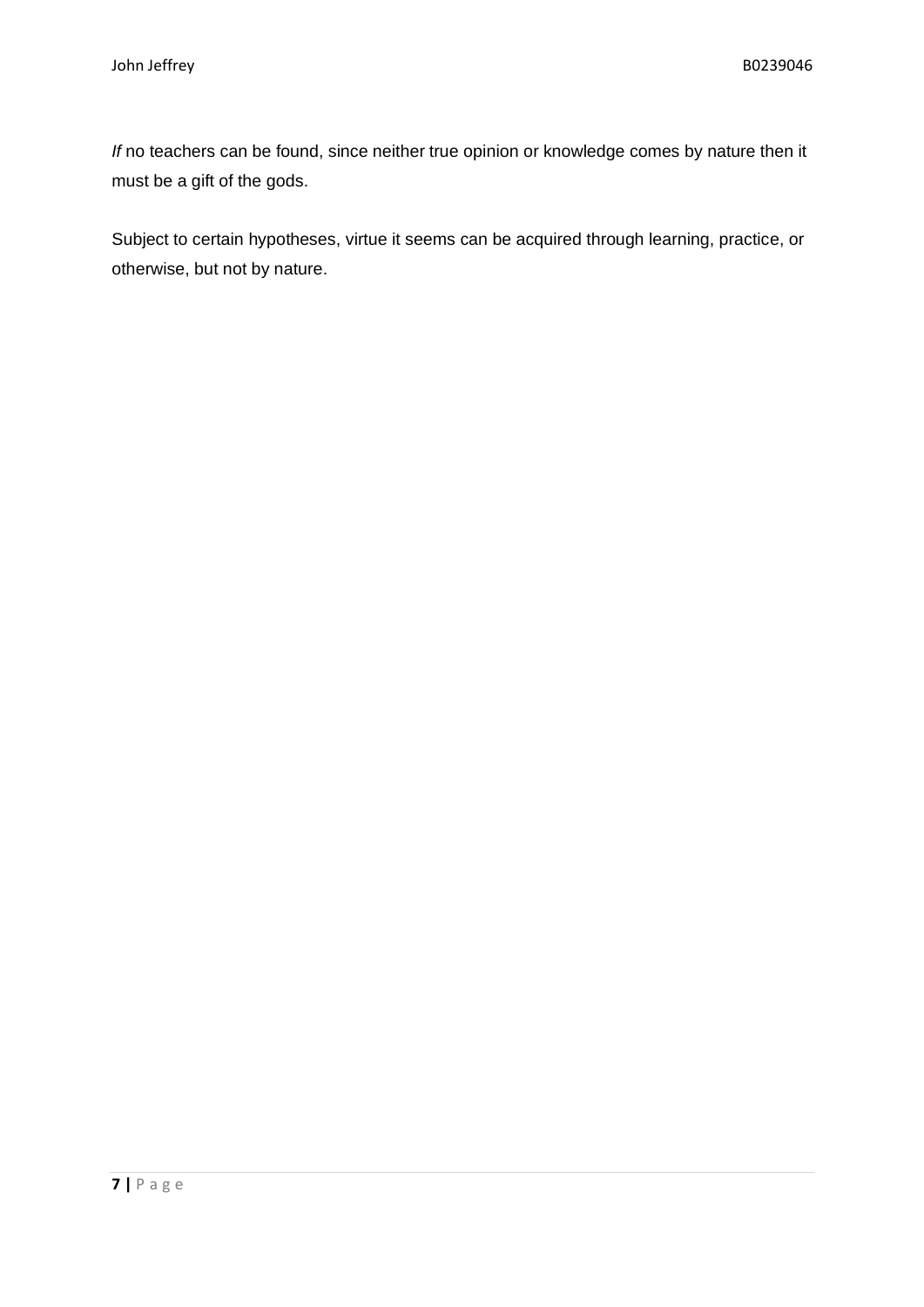*If* no teachers can be found, since neither true opinion or knowledge comes by nature then it must be a gift of the gods.

Subject to certain hypotheses, virtue it seems can be acquired through learning, practice, or otherwise, but not by nature.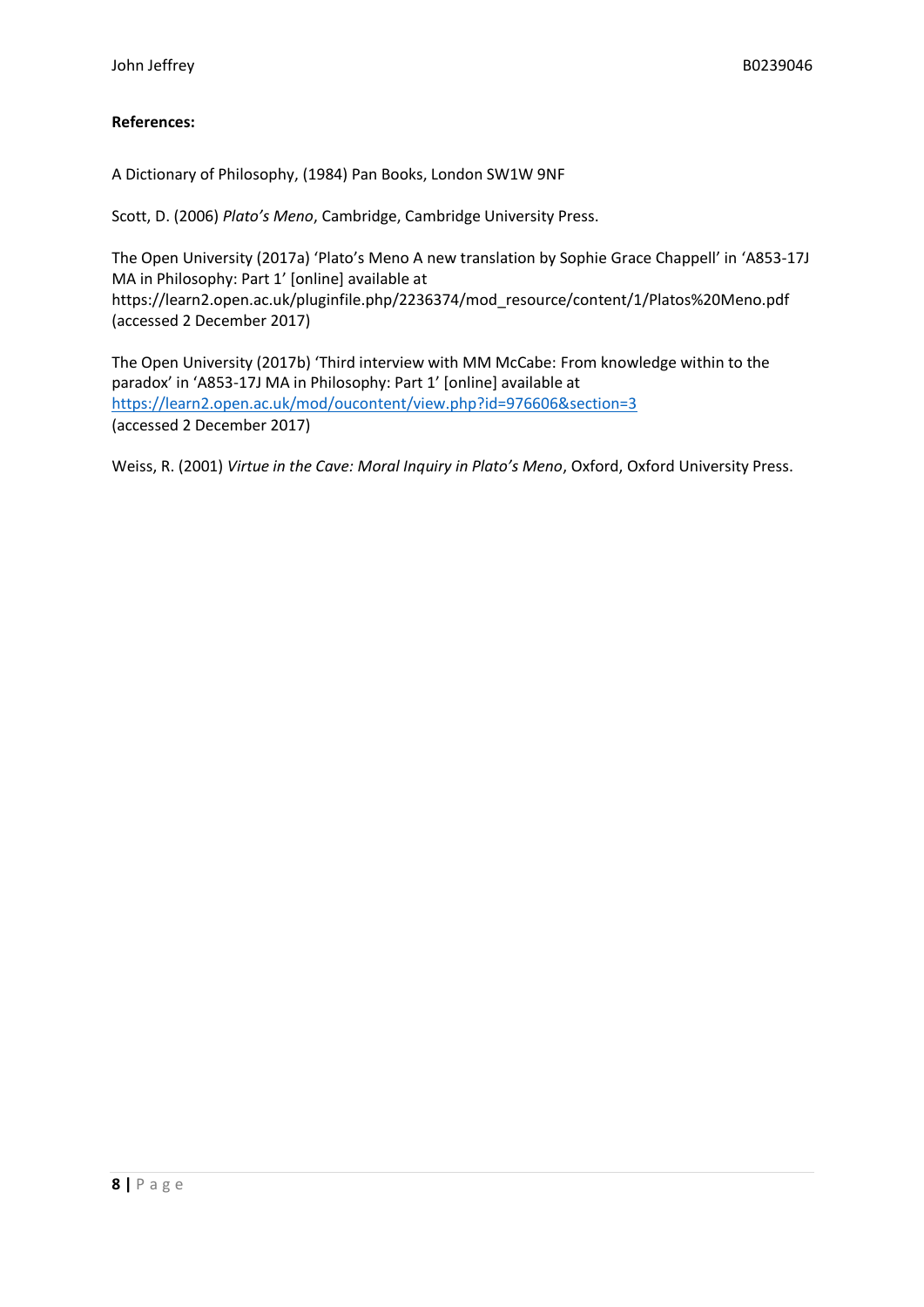**References:**

A Dictionary of Philosophy, (1984) Pan Books, London SW1W 9NF

Scott, D. (2006) *Plato's Meno*, Cambridge, Cambridge University Press.

The Open University (2017a) 'Plato's Meno A new translation by Sophie Grace Chappell' in 'A853-17J MA in Philosophy: Part 1' [online] available at https://learn2.open.ac.uk/pluginfile.php/2236374/mod_resource/content/1/Platos%20Meno.pdf (accessed 2 December 2017)

The Open University (2017b) 'Third interview with MM McCabe: From knowledge within to the paradox' in 'A853-17J MA in Philosophy: Part 1' [online] available at https://learn2.open.ac.uk/mod/oucontent/view.php?id=976606&section=3 (accessed 2 December 2017)

Weiss, R. (2001) *Virtue in the Cave: Moral Inquiry in Plato's Meno*, Oxford, Oxford University Press.